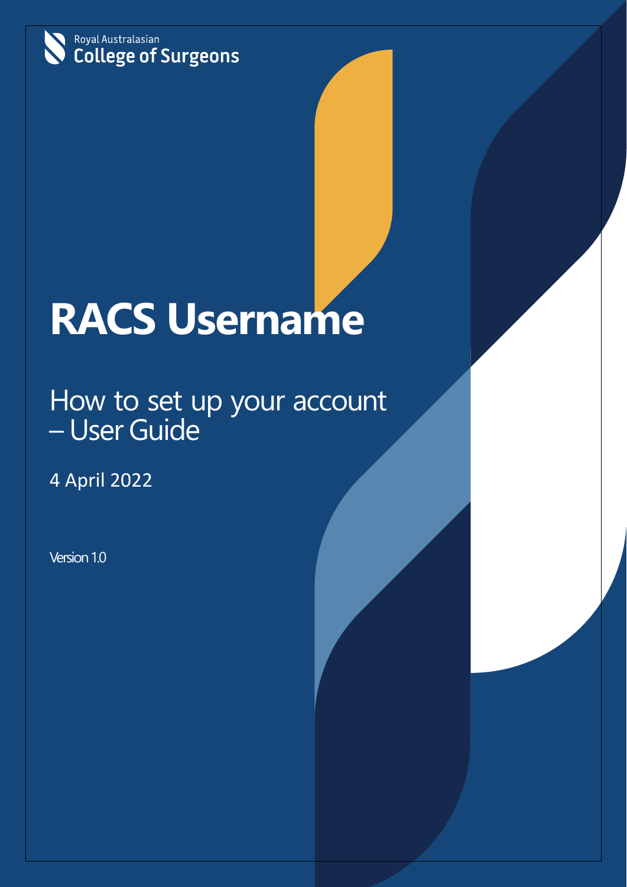Royal Australasian
College of Surgeons

# RACS Username

## How to set up your account – User Guide

4 April 2022

Version 1.0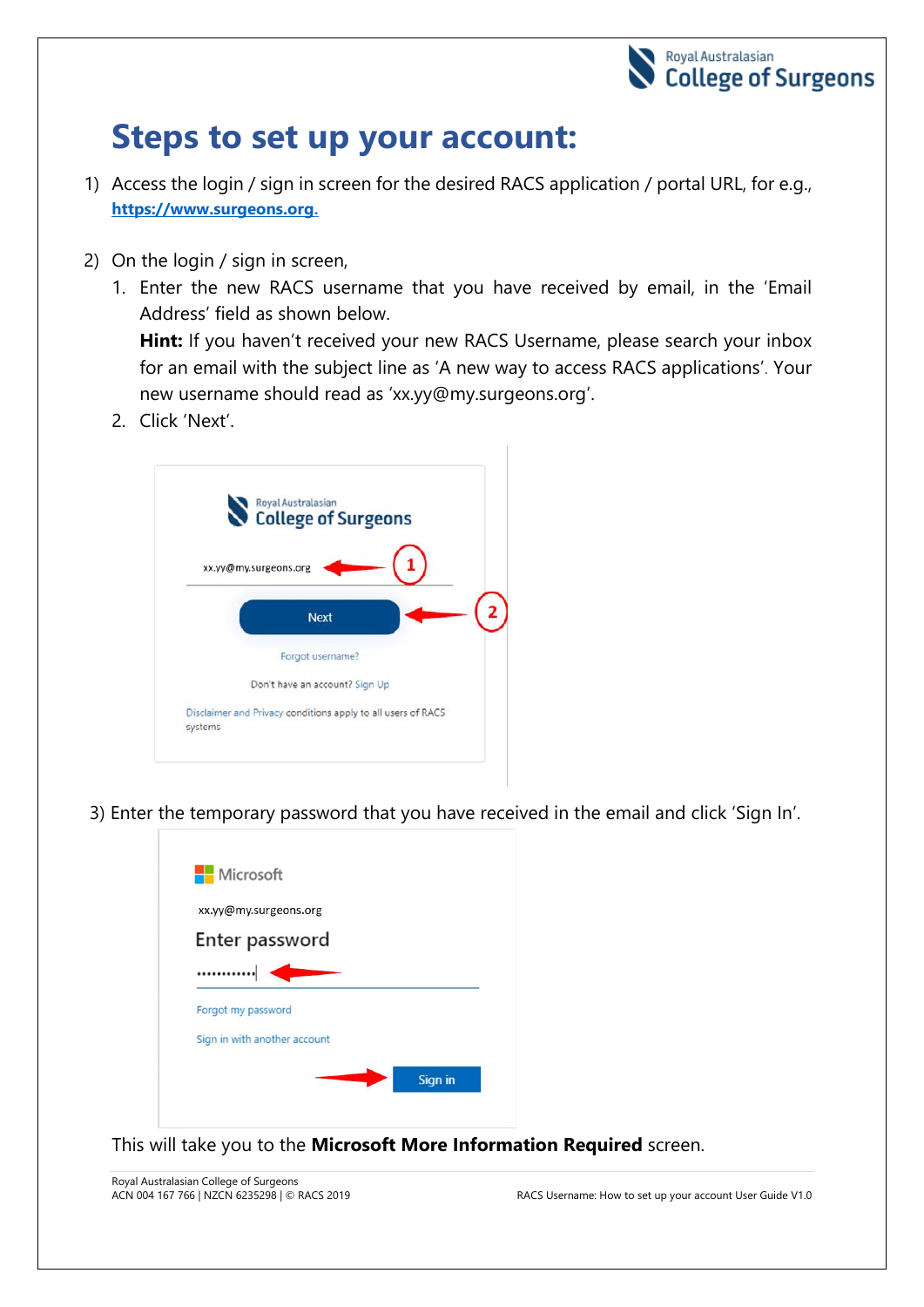# Steps to set up your account:

1) Access the login / sign in screen for the desired RACS application / portal URL, for e.g., **https://www.surgeons.org.**

2) On the login / sign in screen,
   1. Enter the new RACS username that you have received by email, in the 'Email Address' field as shown below.
      **Hint:** If you haven't received your new RACS Username, please search your inbox for an email with the subject line as 'A new way to access RACS applications'. Your new username should read as 'xx.yy@my.surgeons.org'.
   2. Click 'Next'.

3) Enter the temporary password that you have received in the email and click 'Sign In'.

This will take you to the **Microsoft More Information Required** screen.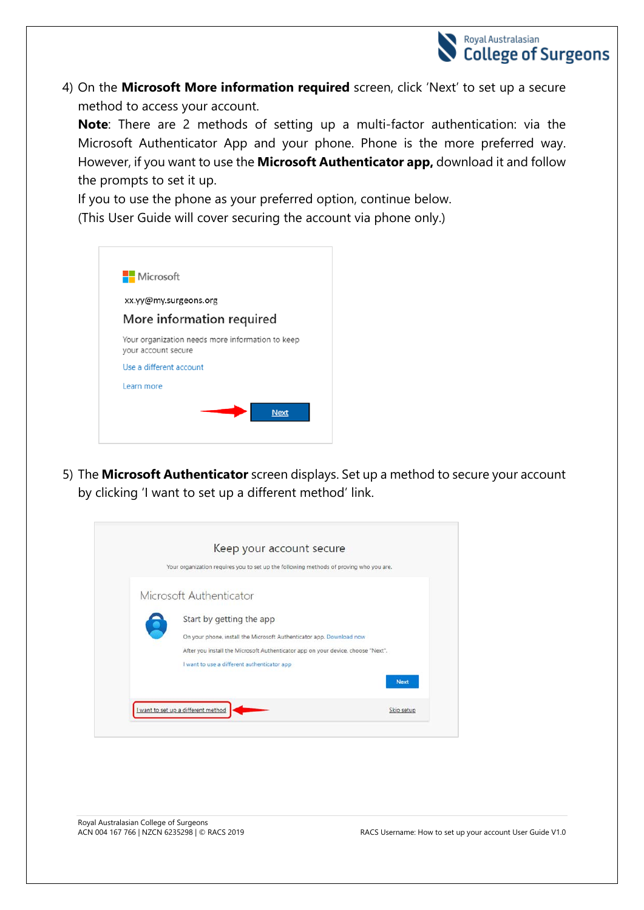4) On the **Microsoft More information required** screen, click 'Next' to set up a secure method to access your account.

   **Note**: There are 2 methods of setting up a multi-factor authentication: via the Microsoft Authenticator App and your phone. Phone is the more preferred way. However, if you want to use the **Microsoft Authenticator app,** download it and follow the prompts to set it up.

   If you to use the phone as your preferred option, continue below.

   (This User Guide will cover securing the account via phone only.)

5) The **Microsoft Authenticator** screen displays. Set up a method to secure your account by clicking 'I want to set up a different method' link.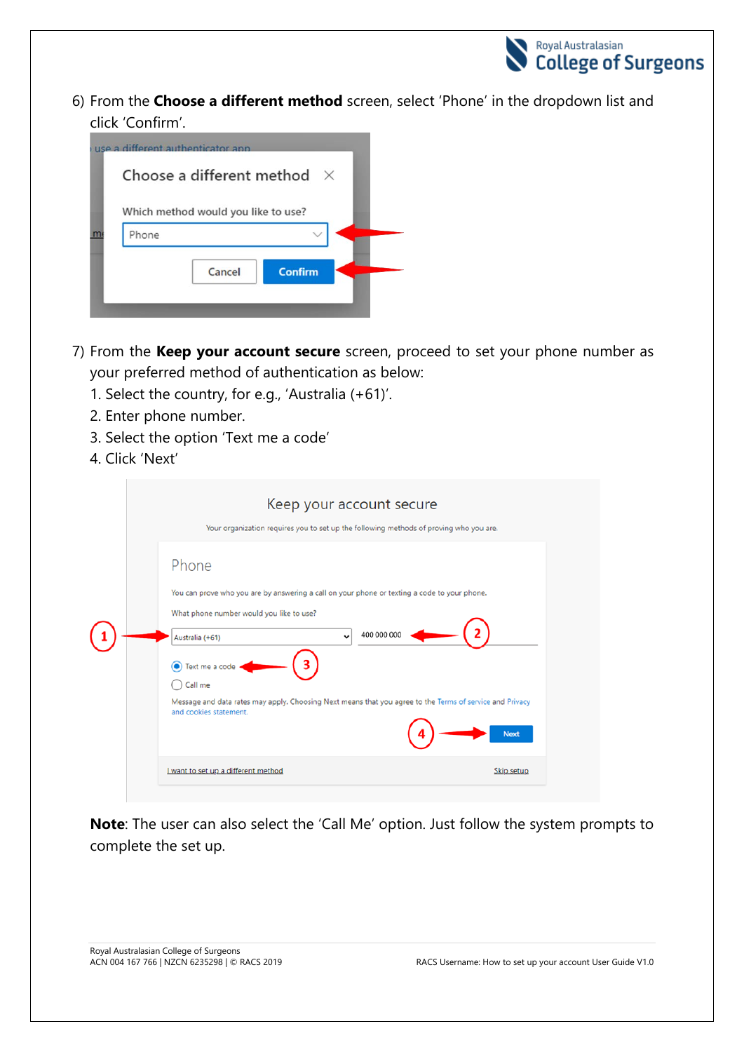6) From the **Choose a different method** screen, select 'Phone' in the dropdown list and click 'Confirm'.

7) From the **Keep your account secure** screen, proceed to set your phone number as your preferred method of authentication as below:
   1. Select the country, for e.g., 'Australia (+61)'.
   2. Enter phone number.
   3. Select the option 'Text me a code'
   4. Click 'Next'

**Note**: The user can also select the 'Call Me' option. Just follow the system prompts to complete the set up.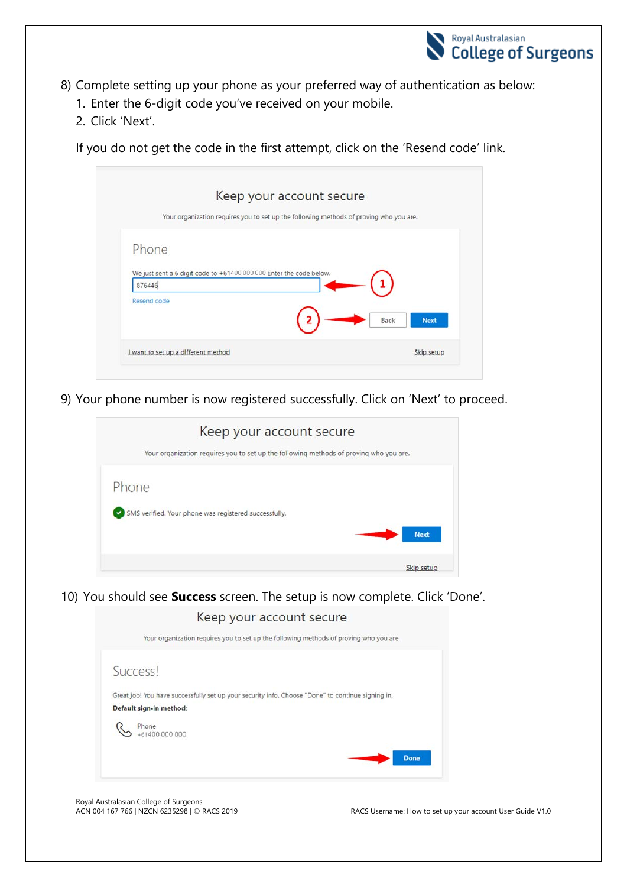8) Complete setting up your phone as your preferred way of authentication as below:
   1. Enter the 6-digit code you've received on your mobile.
   2. Click 'Next'.

   If you do not get the code in the first attempt, click on the 'Resend code' link.

9) Your phone number is now registered successfully. Click on 'Next' to proceed.

10) You should see **Success** screen. The setup is now complete. Click 'Done'.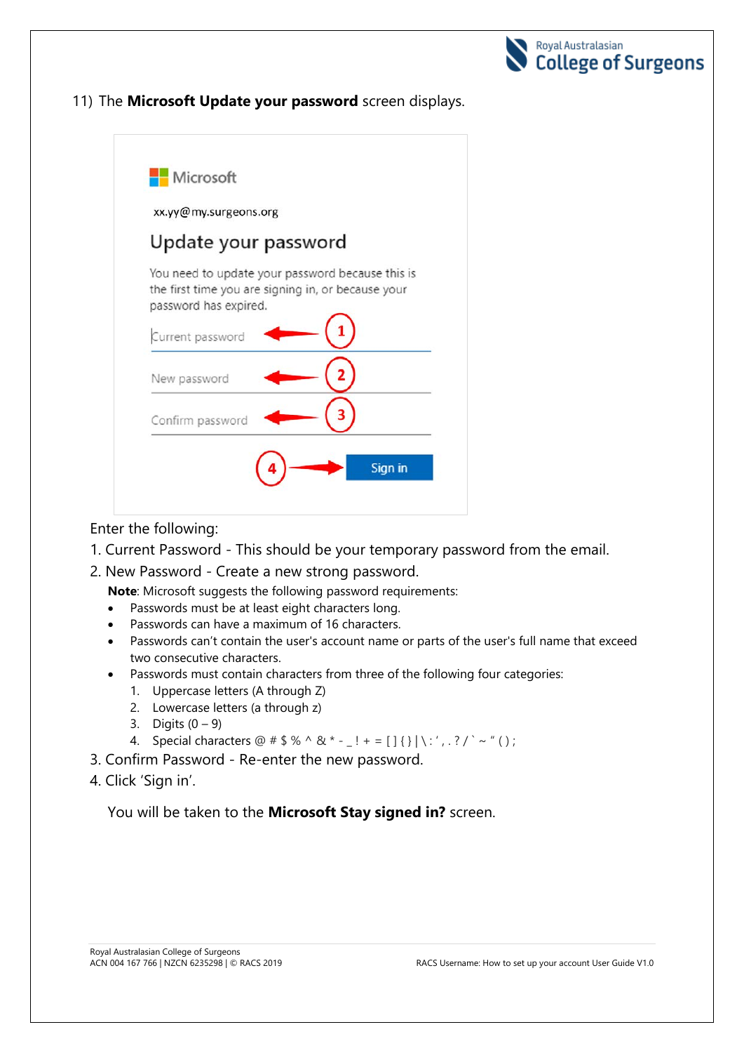11) The **Microsoft Update your password** screen displays.

Enter the following:

1. Current Password - This should be your temporary password from the email.
2. New Password - Create a new strong password.

   **Note**: Microsoft suggests the following password requirements:

   - Passwords must be at least eight characters long.
   - Passwords can have a maximum of 16 characters.
   - Passwords can't contain the user's account name or parts of the user's full name that exceed two consecutive characters.
   - Passwords must contain characters from three of the following four categories:
     1. Uppercase letters (A through Z)
     2. Lowercase letters (a through z)
     3. Digits (0 – 9)
     4. Special characters @ # $ % ^ & * - _ ! + = [ ] { } | \ : ' , . ? / ` ~ " ( ) ;
3. Confirm Password - Re-enter the new password.
4. Click 'Sign in'.

You will be taken to the **Microsoft Stay signed in?** screen.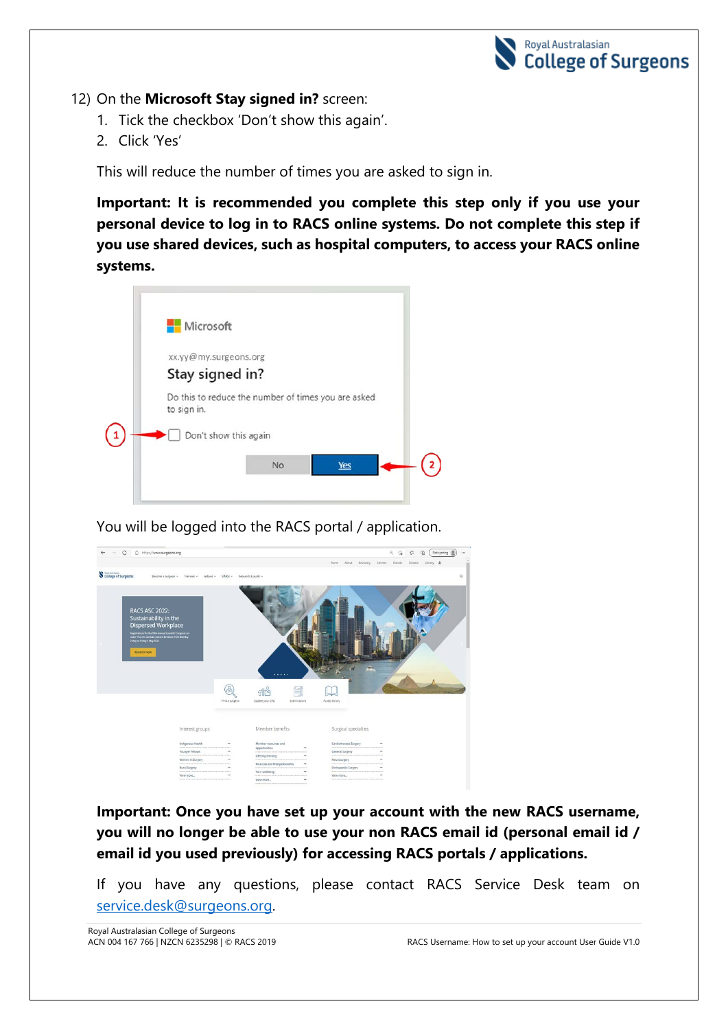12) On the **Microsoft Stay signed in?** screen:
    1. Tick the checkbox 'Don't show this again'.
    2. Click 'Yes'

    This will reduce the number of times you are asked to sign in.

    **Important: It is recommended you complete this step only if you use your personal device to log in to RACS online systems. Do not complete this step if you use shared devices, such as hospital computers, to access your RACS online systems.**

    You will be logged into the RACS portal / application.

    **Important: Once you have set up your account with the new RACS username, you will no longer be able to use your non RACS email id (personal email id / email id you used previously) for accessing RACS portals / applications.**

    If you have any questions, please contact RACS Service Desk team on service.desk@surgeons.org.